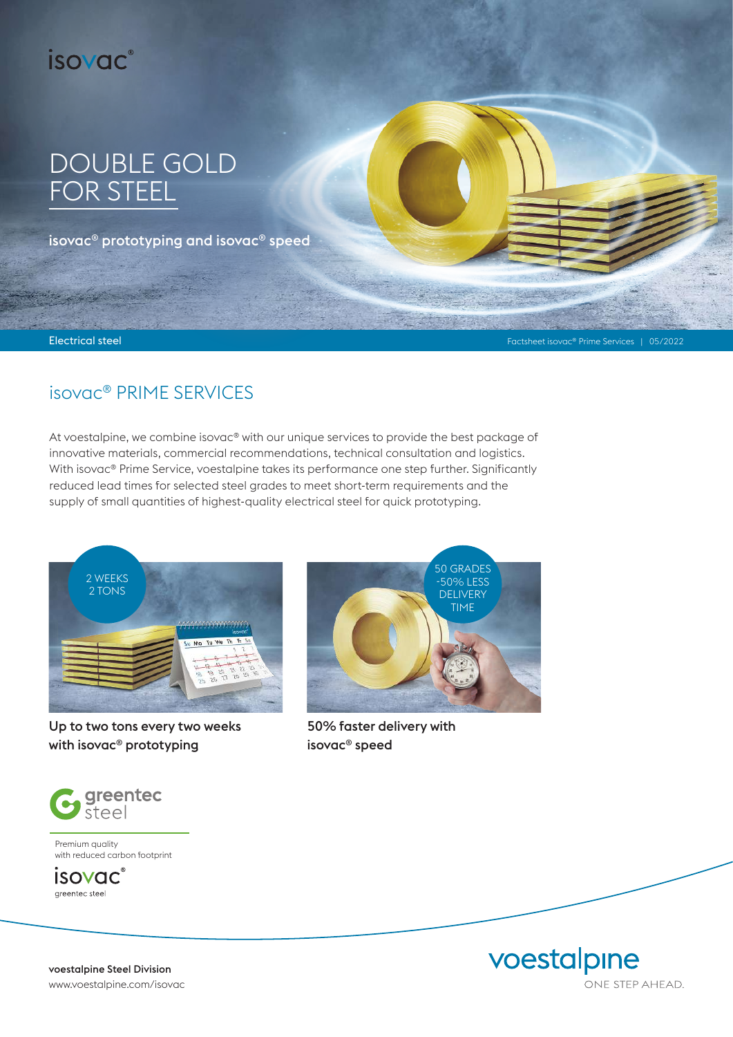isovac®

# DOUBLE GOLD FOR STEEL

**isovac® prototyping and isovac® speed**

Electrical steel

Factsheet isovac® Prime Services | 05/2022

## isovac® PRIME SERVICES

At voestalpine, we combine isovac® with our unique services to provide the best package of innovative materials, commercial recommendations, technical consultation and logistics. With isovac® Prime Service, voestalpine takes its performance one step further. Significantly reduced lead times for selected steel grades to meet short-term requirements and the supply of small quantities of highest-quality electrical steel for quick prototyping.

2 WEEKS
2 TONS

**Up to two tons every two weeks with isovac® prototyping**

50 GRADES
-50% LESS DELIVERY TIME

**50% faster delivery with isovac® speed**

greentec steel

Premium quality with reduced carbon footprint

isovac® greentec steel

**voestalpine Steel Division**
www.voestalpine.com/isovac

voestalpine
ONE STEP AHEAD.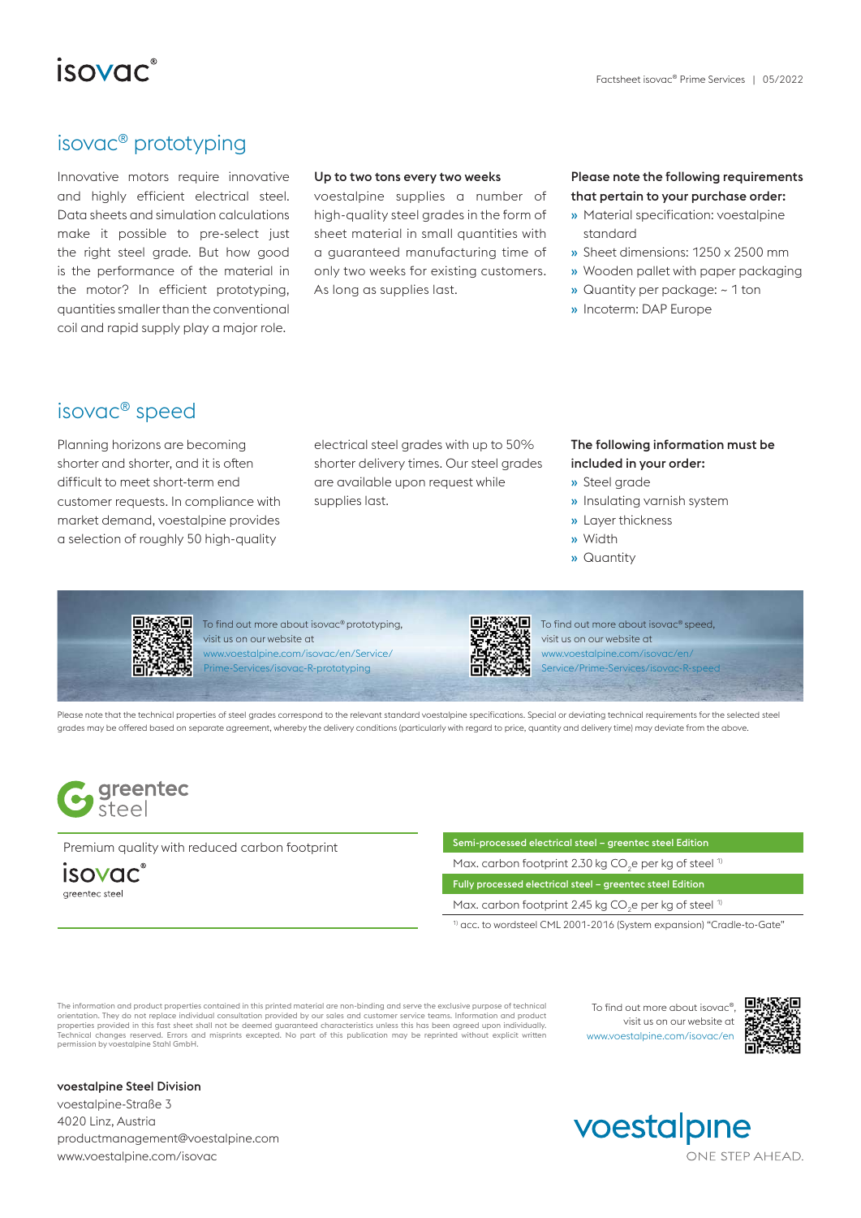isovac®

## isovac® prototyping

Innovative motors require innovative and highly efficient electrical steel. Data sheets and simulation calculations make it possible to pre-select just the right steel grade. But how good is the performance of the material in the motor? In efficient prototyping, quantities smaller than the conventional coil and rapid supply play a major role.

**Up to two tons every two weeks**
voestalpine supplies a number of high-quality steel grades in the form of sheet material in small quantities with a guaranteed manufacturing time of only two weeks for existing customers. As long as supplies last.

**Please note the following requirements that pertain to your purchase order:**

- Material specification: voestalpine standard
- Sheet dimensions: 1250 x 2500 mm
- Wooden pallet with paper packaging
- Quantity per package: ~ 1 ton
- Incoterm: DAP Europe

## isovac® speed

Planning horizons are becoming shorter and shorter, and it is often difficult to meet short-term end customer requests. In compliance with market demand, voestalpine provides a selection of roughly 50 high-quality electrical steel grades with up to 50% shorter delivery times. Our steel grades are available upon request while supplies last.

**The following information must be included in your order:**

- Steel grade
- Insulating varnish system
- Layer thickness
- Width
- Quantity

To find out more about isovac® prototyping, visit us on our website at www.voestalpine.com/isovac/en/Service/Prime-Services/isovac-R-prototyping

To find out more about isovac® speed, visit us on our website at www.voestalpine.com/isovac/en/Service/Prime-Services/isovac-R-speed

Please note that the technical properties of steel grades correspond to the relevant standard voestalpine specifications. Special or deviating technical requirements for the selected steel grades may be offered based on separate agreement, whereby the delivery conditions (particularly with regard to price, quantity and delivery time) may deviate from the above.

greentec steel

Premium quality with reduced carbon footprint

isovac® greentec steel

| |
|---|
| **Semi-processed electrical steel – greentec steel Edition** |
| Max. carbon footprint 2.30 kg $CO_2$e per kg of steel [1] |
| **Fully processed electrical steel – greentec steel Edition** |
| Max. carbon footprint 2.45 kg $CO_2$e per kg of steel [1] |

[1] acc. to wordsteel CML 2001-2016 (System expansion) "Cradle-to-Gate"

The information and product properties contained in this printed material are non-binding and serve the exclusive purpose of technical orientation. They do not replace individual consultation provided by our sales and customer service teams. Information and product properties provided in this fast sheet shall not be deemed guaranteed characteristics unless this has been agreed upon individually. Technical changes reserved. Errors and misprints excepted. No part of this publication may be reprinted without explicit written permission by voestalpine Stahl GmbH.

To find out more about isovac®, visit us on our website at www.voestalpine.com/isovac/en

**voestalpine Steel Division**
voestalpine-Straße 3
4020 Linz, Austria
productmanagement@voestalpine.com
www.voestalpine.com/isovac

voestalpine
ONE STEP AHEAD.